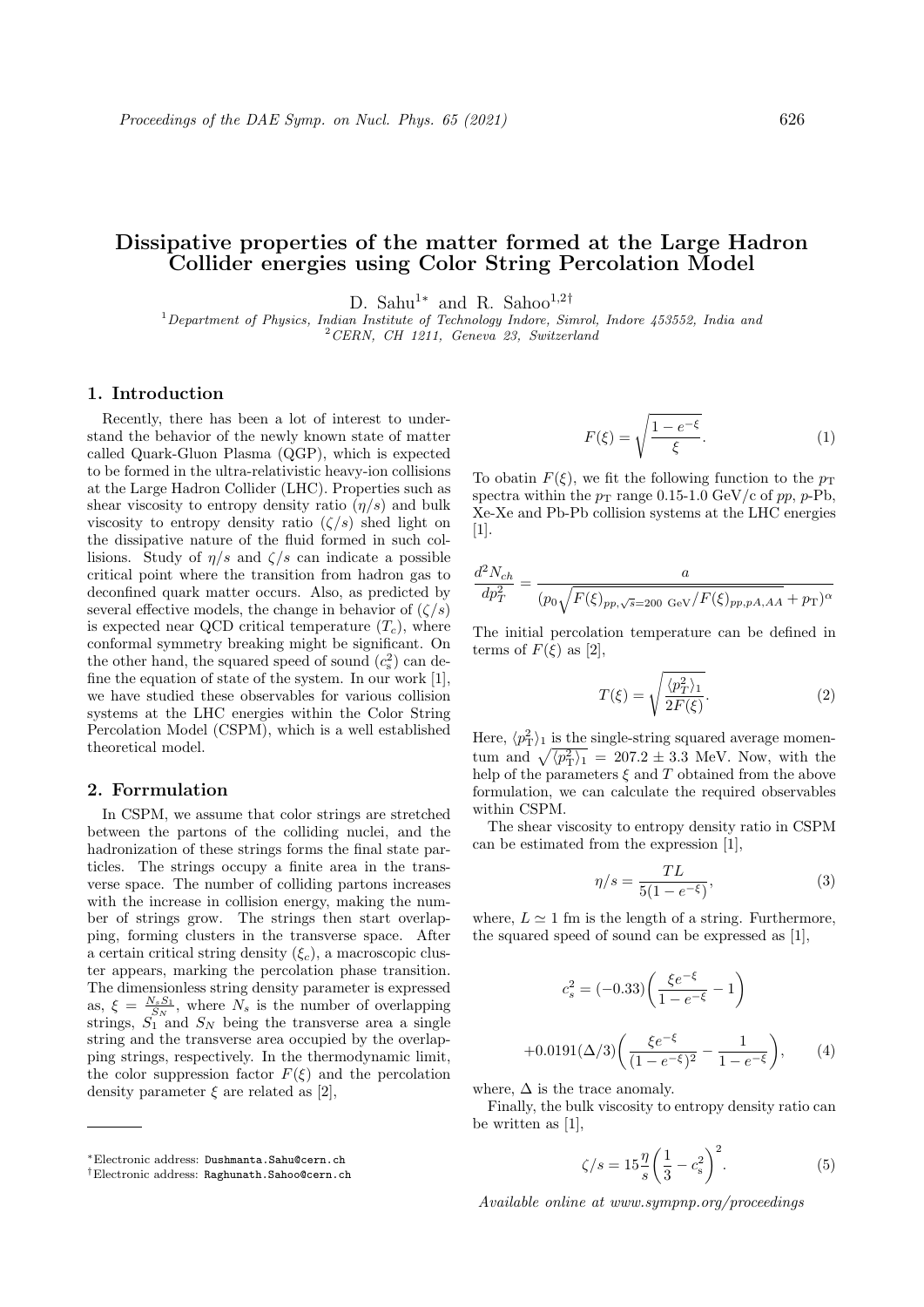# Dissipative properties of the matter formed at the Large Hadron Collider energies using Color String Percolation Model

D. Sahu[1*] and R. Sahoo[1,2†]

[1]*Department of Physics, Indian Institute of Technology Indore, Simrol, Indore 453552, India and*
[2]*CERN, CH 1211, Geneva 23, Switzerland*

## 1. Introduction

Recently, there has been a lot of interest to understand the behavior of the newly known state of matter called Quark-Gluon Plasma (QGP), which is expected to be formed in the ultra-relativistic heavy-ion collisions at the Large Hadron Collider (LHC). Properties such as shear viscosity to entropy density ratio ($\eta/s$) and bulk viscosity to entropy density ratio ($\zeta/s$) shed light on the dissipative nature of the fluid formed in such collisions. Study of $\eta/s$ and $\zeta/s$ can indicate a possible critical point where the transition from hadron gas to deconfined quark matter occurs. Also, as predicted by several effective models, the change in behavior of ($\zeta/s$) is expected near QCD critical temperature ($T_c$), where conformal symmetry breaking might be significant. On the other hand, the squared speed of sound ($c_s^2$) can define the equation of state of the system. In our work [1], we have studied these observables for various collision systems at the LHC energies within the Color String Percolation Model (CSPM), which is a well established theoretical model.

## 2. Forrmulation

In CSPM, we assume that color strings are stretched between the partons of the colliding nuclei, and the hadronization of these strings forms the final state particles. The strings occupy a finite area in the transverse space. The number of colliding partons increases with the increase in collision energy, making the number of strings grow. The strings then start overlapping, forming clusters in the transverse space. After a certain critical string density ($\xi_c$), a macroscopic cluster appears, marking the percolation phase transition. The dimensionless string density parameter is expressed as, $\xi = \frac{N_s S_1}{S_N}$, where $N_s$ is the number of overlapping strings, $S_1$ and $S_N$ being the transverse area a single string and the transverse area occupied by the overlapping strings, respectively. In the thermodynamic limit, the color suppression factor $F(\xi)$ and the percolation density parameter $\xi$ are related as [2],

$$F(\xi) = \sqrt{\frac{1 - e^{-\xi}}{\xi}}. \tag{1}$$

To obatin $F(\xi)$, we fit the following function to the $p_{\rm T}$ spectra within the $p_{\rm T}$ range 0.15-1.0 GeV/c of $pp$, $p$-Pb, Xe-Xe and Pb-Pb collision systems at the LHC energies [1].

$$\frac{d^2N_{ch}}{dp_T^2} = \frac{a}{(p_0\sqrt{F(\xi)_{pp,\sqrt{s}=200\ \text{GeV}}/F(\xi)_{pp,pA,AA}} + p_{\rm T})^{\alpha}}$$

The initial percolation temperature can be defined in terms of $F(\xi)$ as [2],

$$T(\xi) = \sqrt{\frac{\langle p_T^2\rangle_1}{2F(\xi)}}. \tag{2}$$

Here, $\langle p_{\rm T}^2\rangle_1$ is the single-string squared average momentum and $\sqrt{\langle p_{\rm T}^2\rangle_1} = 207.2 \pm 3.3$ MeV. Now, with the help of the parameters $\xi$ and $T$ obtained from the above formulation, we can calculate the required observables within CSPM.

The shear viscosity to entropy density ratio in CSPM can be estimated from the expression [1],

$$\eta/s = \frac{TL}{5(1 - e^{-\xi})}, \tag{3}$$

where, $L \simeq 1$ fm is the length of a string. Furthermore, the squared speed of sound can be expressed as [1],

$$c_s^2 = (-0.33)\left(\frac{\xi e^{-\xi}}{1 - e^{-\xi}} - 1\right) + 0.0191(\Delta/3)\left(\frac{\xi e^{-\xi}}{(1 - e^{-\xi})^2} - \frac{1}{1 - e^{-\xi}}\right), \tag{4}$$

where, $\Delta$ is the trace anomaly.

Finally, the bulk viscosity to entropy density ratio can be written as [1],

$$\zeta/s = 15\frac{\eta}{s}\left(\frac{1}{3} - c_s^2\right)^2. \tag{5}$$

*Electronic address: Dushmanta.Sahu@cern.ch
†Electronic address: Raghunath.Sahoo@cern.ch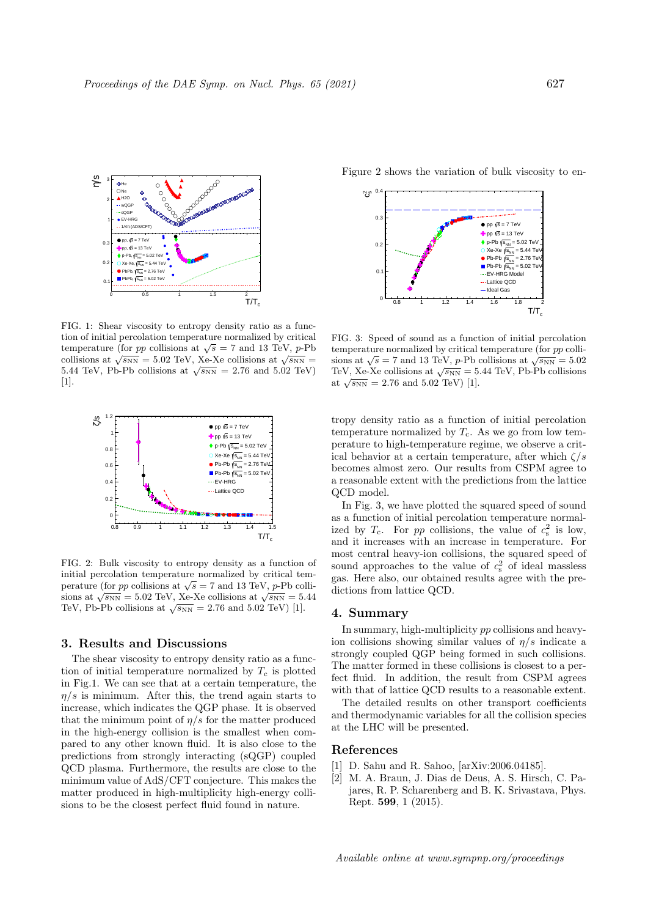$\eta/s$

He
Ne
H2O
wQGP
sQGP
EV-HRG
1/4π (ADS/CFT)

pp, $\sqrt{s}$ = 7 TeV
pp, $\sqrt{s}$ = 13 TeV
p-Pb, $\sqrt{s_{NN}}$ = 5.02 TeV
Xe-Xe, $\sqrt{s_{NN}}$ = 5.44 TeV
PbPb, $\sqrt{s_{NN}}$ = 2.76 TeV
PbPb, $\sqrt{s_{NN}}$ = 5.02 TeV

$T/T_c$

FIG. 1: Shear viscosity to entropy density ratio as a function of initial percolation temperature normalized by critical temperature (for *pp* collisions at $\sqrt{s}$ = 7 and 13 TeV, *p*-Pb collisions at $\sqrt{s_{\rm NN}}$ = 5.02 TeV, Xe-Xe collisions at $\sqrt{s_{\rm NN}}$ = 5.44 TeV, Pb-Pb collisions at $\sqrt{s_{\rm NN}}$ = 2.76 and 5.02 TeV) [1].

$\zeta/s$

pp $\sqrt{s}$ = 7 TeV
pp $\sqrt{s}$ = 13 TeV
p-Pb $\sqrt{s_{NN}}$ = 5.02 TeV
Xe-Xe $\sqrt{s_{NN}}$ = 5.44 TeV
Pb-Pb $\sqrt{s_{NN}}$ = 2.76 TeV
Pb-Pb $\sqrt{s_{NN}}$ = 5.02 TeV
EV-HRG
Lattice QCD

$T/T_c$

FIG. 2: Bulk viscosity to entropy density as a function of initial percolation temperature normalized by critical temperature (for *pp* collisions at $\sqrt{s}$ = 7 and 13 TeV, *p*-Pb collisions at $\sqrt{s_{\rm NN}}$ = 5.02 TeV, Xe-Xe collisions at $\sqrt{s_{\rm NN}}$ = 5.44 TeV, Pb-Pb collisions at $\sqrt{s_{\rm NN}}$ = 2.76 and 5.02 TeV) [1].

## 3. Results and Discussions

The shear viscosity to entropy density ratio as a function of initial temperature normalized by $T_{\rm c}$ is plotted in Fig.1. We can see that at a certain temperature, the $\eta/s$ is minimum. After this, the trend again starts to increase, which indicates the QGP phase. It is observed that the minimum point of $\eta/s$ for the matter produced in the high-energy collision is the smallest when compared to any other known fluid. It is also close to the predictions from strongly interacting (sQGP) coupled QCD plasma. Furthermore, the results are close to the minimum value of AdS/CFT conjecture. This makes the matter produced in high-multiplicity high-energy collisions to be the closest perfect fluid found in nature.

Figure 2 shows the variation of bulk viscosity to entropy density ratio as a function of initial percolation temperature normalized by $T_{\rm c}$. As we go from low temperature to high-temperature regime, we observe a critical behavior at a certain temperature, after which $\zeta/s$ becomes almost zero. Our results from CSPM agree to a reasonable extent with the predictions from the lattice QCD model.

$c_s^2$

pp $\sqrt{s}$ = 7 TeV
pp $\sqrt{s}$ = 13 TeV
p-Pb $\sqrt{s_{NN}}$ = 5.02 TeV
Xe-Xe $\sqrt{s_{NN}}$ = 5.44 TeV
Pb-Pb $\sqrt{s_{NN}}$ = 2.76 TeV
Pb-Pb $\sqrt{s_{NN}}$ = 5.02 TeV
EV-HRG Model
Lattice QCD
Ideal Gas

$T/T_c$

FIG. 3: Speed of sound as a function of initial percolation temperature normalized by critical temperature (for *pp* collisions at $\sqrt{s}$ = 7 and 13 TeV, *p*-Pb collisions at $\sqrt{s_{\rm NN}}$ = 5.02 TeV, Xe-Xe collisions at $\sqrt{s_{\rm NN}}$ = 5.44 TeV, Pb-Pb collisions at $\sqrt{s_{\rm NN}}$ = 2.76 and 5.02 TeV) [1].

In Fig. 3, we have plotted the squared speed of sound as a function of initial percolation temperature normalized by $T_{\rm c}$. For *pp* collisions, the value of $c_{\rm s}^2$ is low, and it increases with an increase in temperature. For most central heavy-ion collisions, the squared speed of sound approaches to the value of $c_{\rm s}^2$ of ideal massless gas. Here also, our obtained results agree with the predictions from lattice QCD.

## 4. Summary

In summary, high-multiplicity *pp* collisions and heavy-ion collisions showing similar values of $\eta/s$ indicate a strongly coupled QGP being formed in such collisions. The matter formed in these collisions is closest to a perfect fluid. In addition, the result from CSPM agrees with that of lattice QCD results to a reasonable extent.

The detailed results on other transport coefficients and thermodynamic variables for all the collision species at the LHC will be presented.

## References

[1] D. Sahu and R. Sahoo, [arXiv:2006.04185].

[2] M. A. Braun, J. Dias de Deus, A. S. Hirsch, C. Pajares, R. P. Scharenberg and B. K. Srivastava, Phys. Rept. **599**, 1 (2015).